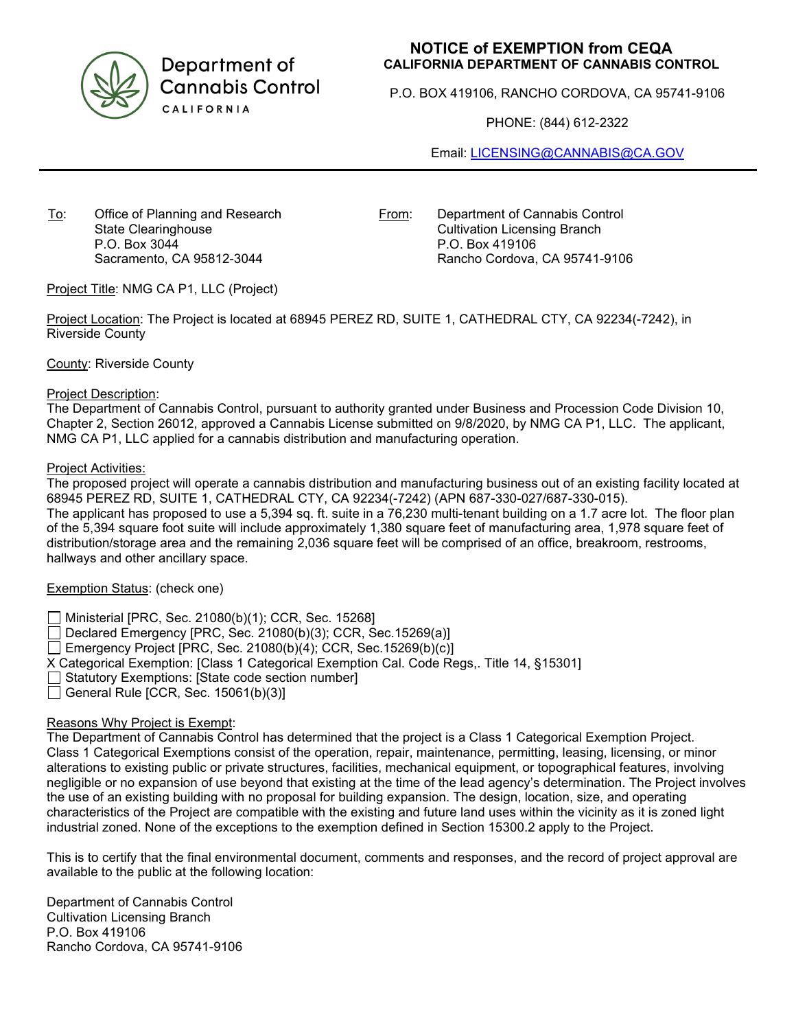Department of Cannabis Control
CALIFORNIA

# NOTICE of EXEMPTION from CEQA

**CALIFORNIA DEPARTMENT OF CANNABIS CONTROL**

P.O. BOX 419106, RANCHO CORDOVA, CA 95741-9106

PHONE: (844) 612-2322

Email: LICENSING@CANNABIS@CA.GOV

---

To: Office of Planning and Research
State Clearinghouse
P.O. Box 3044
Sacramento, CA 95812-3044

From: Department of Cannabis Control
Cultivation Licensing Branch
P.O. Box 419106
Rancho Cordova, CA 95741-9106

Project Title: NMG CA P1, LLC (Project)

Project Location: The Project is located at 68945 PEREZ RD, SUITE 1, CATHEDRAL CTY, CA 92234(-7242), in Riverside County

County: Riverside County

Project Description:
The Department of Cannabis Control, pursuant to authority granted under Business and Procession Code Division 10, Chapter 2, Section 26012, approved a Cannabis License submitted on 9/8/2020, by NMG CA P1, LLC. The applicant, NMG CA P1, LLC applied for a cannabis distribution and manufacturing operation.

Project Activities:
The proposed project will operate a cannabis distribution and manufacturing business out of an existing facility located at 68945 PEREZ RD, SUITE 1, CATHEDRAL CTY, CA 92234(-7242) (APN 687-330-027/687-330-015).
The applicant has proposed to use a 5,394 sq. ft. suite in a 76,230 multi-tenant building on a 1.7 acre lot. The floor plan of the 5,394 square foot suite will include approximately 1,380 square feet of manufacturing area, 1,978 square feet of distribution/storage area and the remaining 2,036 square feet will be comprised of an office, breakroom, restrooms, hallways and other ancillary space.

Exemption Status: (check one)

☐ Ministerial [PRC, Sec. 21080(b)(1); CCR, Sec. 15268]
☐ Declared Emergency [PRC, Sec. 21080(b)(3); CCR, Sec.15269(a)]
☐ Emergency Project [PRC, Sec. 21080(b)(4); CCR, Sec.15269(b)(c)]
X Categorical Exemption: [Class 1 Categorical Exemption Cal. Code Regs,. Title 14, §15301]
☐ Statutory Exemptions: [State code section number]
☐ General Rule [CCR, Sec. 15061(b)(3)]

Reasons Why Project is Exempt:
The Department of Cannabis Control has determined that the project is a Class 1 Categorical Exemption Project. Class 1 Categorical Exemptions consist of the operation, repair, maintenance, permitting, leasing, licensing, or minor alterations to existing public or private structures, facilities, mechanical equipment, or topographical features, involving negligible or no expansion of use beyond that existing at the time of the lead agency's determination. The Project involves the use of an existing building with no proposal for building expansion. The design, location, size, and operating characteristics of the Project are compatible with the existing and future land uses within the vicinity as it is zoned light industrial zoned. None of the exceptions to the exemption defined in Section 15300.2 apply to the Project.

This is to certify that the final environmental document, comments and responses, and the record of project approval are available to the public at the following location:

Department of Cannabis Control
Cultivation Licensing Branch
P.O. Box 419106
Rancho Cordova, CA 95741-9106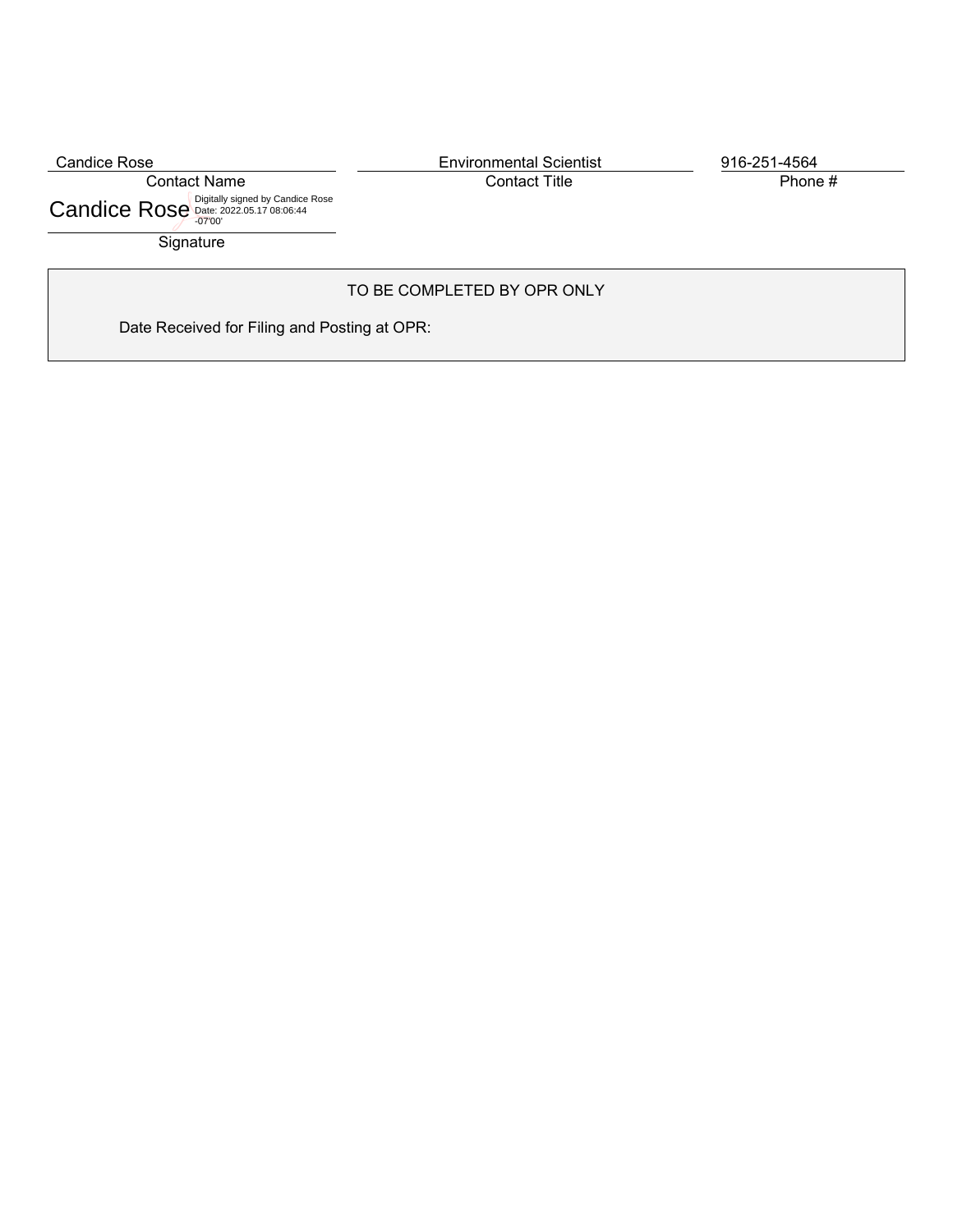| Candice Rose | Environmental Scientist | 916-251-4564 |
| --- | --- | --- |
| Contact Name | Contact Title | Phone # |

Candice Rose Digitally signed by Candice Rose Date: 2022.05.17 08:06:44 -07'00'

Signature

TO BE COMPLETED BY OPR ONLY

Date Received for Filing and Posting at OPR: